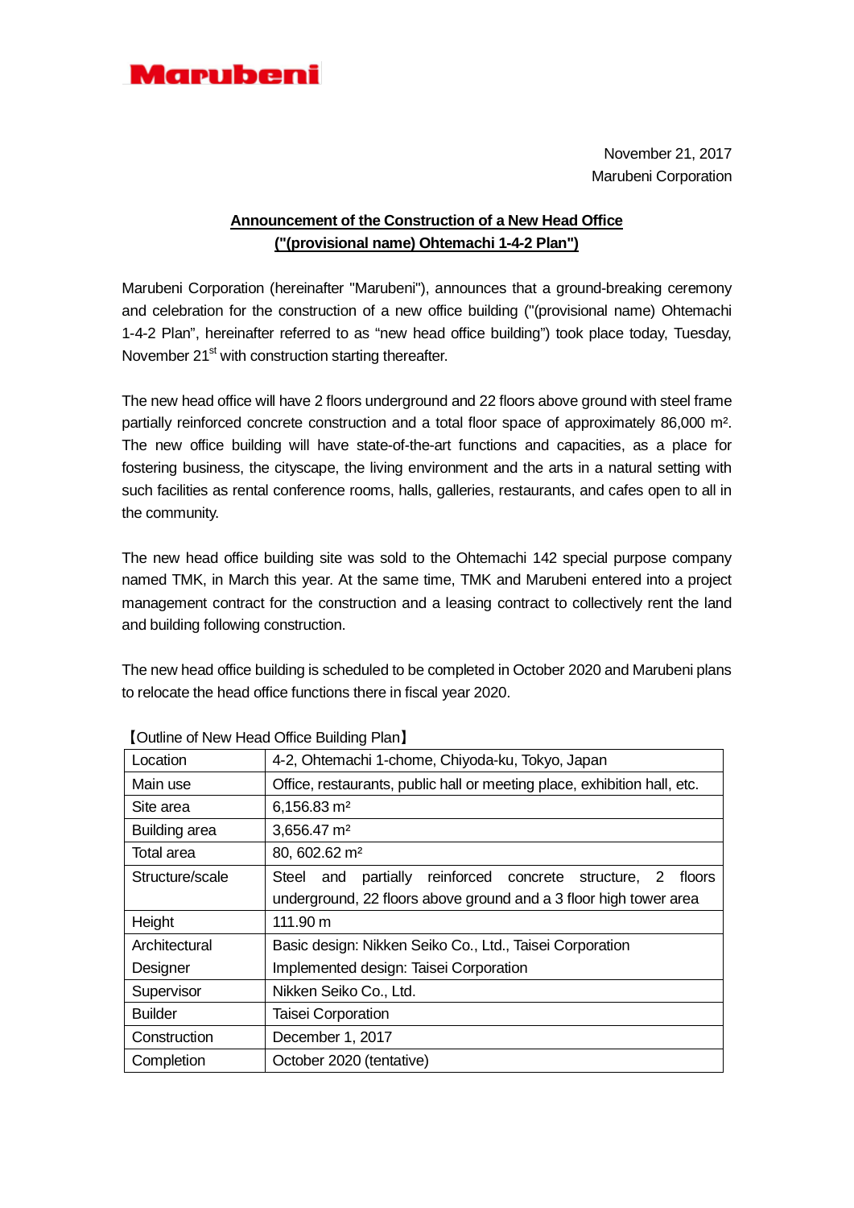Marubeni

November 21, 2017
Marubeni Corporation

## Announcement of the Construction of a New Head Office ("(provisional name) Ohtemachi 1-4-2 Plan")

Marubeni Corporation (hereinafter "Marubeni"), announces that a ground-breaking ceremony and celebration for the construction of a new office building ("(provisional name) Ohtemachi 1-4-2 Plan", hereinafter referred to as "new head office building") took place today, Tuesday, November 21st with construction starting thereafter.

The new head office will have 2 floors underground and 22 floors above ground with steel frame partially reinforced concrete construction and a total floor space of approximately 86,000 m². The new office building will have state-of-the-art functions and capacities, as a place for fostering business, the cityscape, the living environment and the arts in a natural setting with such facilities as rental conference rooms, halls, galleries, restaurants, and cafes open to all in the community.

The new head office building site was sold to the Ohtemachi 142 special purpose company named TMK, in March this year. At the same time, TMK and Marubeni entered into a project management contract for the construction and a leasing contract to collectively rent the land and building following construction.

The new head office building is scheduled to be completed in October 2020 and Marubeni plans to relocate the head office functions there in fiscal year 2020.

【Outline of New Head Office Building Plan】

| Location | 4-2, Ohtemachi 1-chome, Chiyoda-ku, Tokyo, Japan |
|---|---|
| Main use | Office, restaurants, public hall or meeting place, exhibition hall, etc. |
| Site area | 6,156.83 m² |
| Building area | 3,656.47 m² |
| Total area | 80, 602.62 m² |
| Structure/scale | Steel and partially reinforced concrete structure, 2 floors underground, 22 floors above ground and a 3 floor high tower area |
| Height | 111.90 m |
| Architectural Designer | Basic design: Nikken Seiko Co., Ltd., Taisei Corporation<br>Implemented design: Taisei Corporation |
| Supervisor | Nikken Seiko Co., Ltd. |
| Builder | Taisei Corporation |
| Construction | December 1, 2017 |
| Completion | October 2020 (tentative) |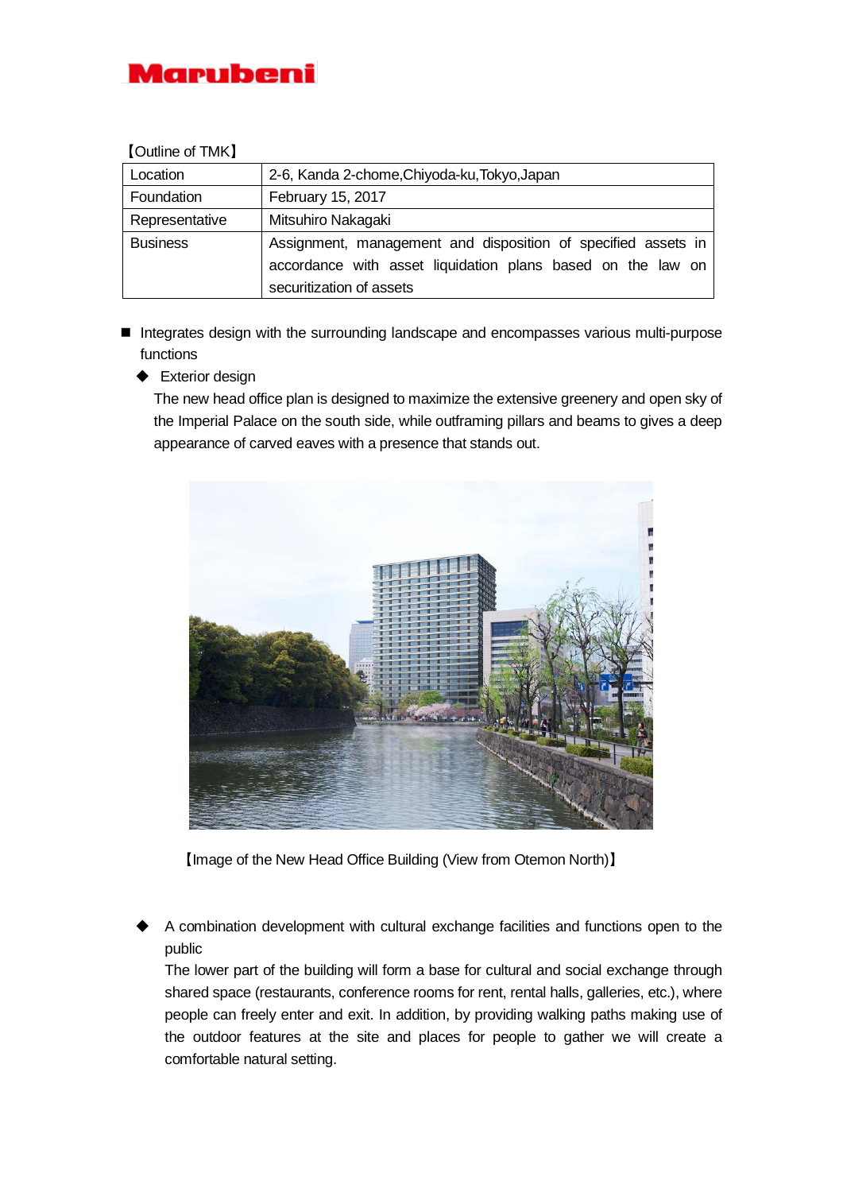【Outline of TMK】

| Location | 2-6, Kanda 2-chome,Chiyoda-ku,Tokyo,Japan |
|---|---|
| Foundation | February 15, 2017 |
| Representative | Mitsuhiro Nakagaki |
| Business | Assignment, management and disposition of specified assets in accordance with asset liquidation plans based on the law on securitization of assets |

- Integrates design with the surrounding landscape and encompasses various multi-purpose functions
  - Exterior design

    The new head office plan is designed to maximize the extensive greenery and open sky of the Imperial Palace on the south side, while outframing pillars and beams to gives a deep appearance of carved eaves with a presence that stands out.

【Image of the New Head Office Building (View from Otemon North)】

  - A combination development with cultural exchange facilities and functions open to the public

    The lower part of the building will form a base for cultural and social exchange through shared space (restaurants, conference rooms for rent, rental halls, galleries, etc.), where people can freely enter and exit. In addition, by providing walking paths making use of the outdoor features at the site and places for people to gather we will create a comfortable natural setting.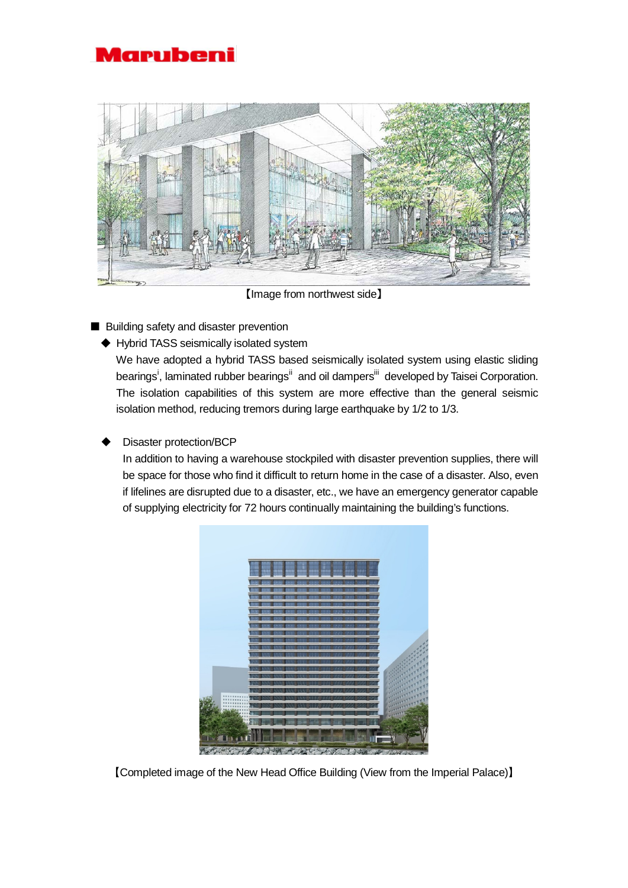【Image from northwest side】

■ Building safety and disaster prevention

◆ Hybrid TASS seismically isolated system

We have adopted a hybrid TASS based seismically isolated system using elastic sliding bearings[i], laminated rubber bearings[ii] and oil dampers[iii] developed by Taisei Corporation. The isolation capabilities of this system are more effective than the general seismic isolation method, reducing tremors during large earthquake by 1/2 to 1/3.

◆ Disaster protection/BCP

In addition to having a warehouse stockpiled with disaster prevention supplies, there will be space for those who find it difficult to return home in the case of a disaster. Also, even if lifelines are disrupted due to a disaster, etc., we have an emergency generator capable of supplying electricity for 72 hours continually maintaining the building's functions.

【Completed image of the New Head Office Building (View from the Imperial Palace)】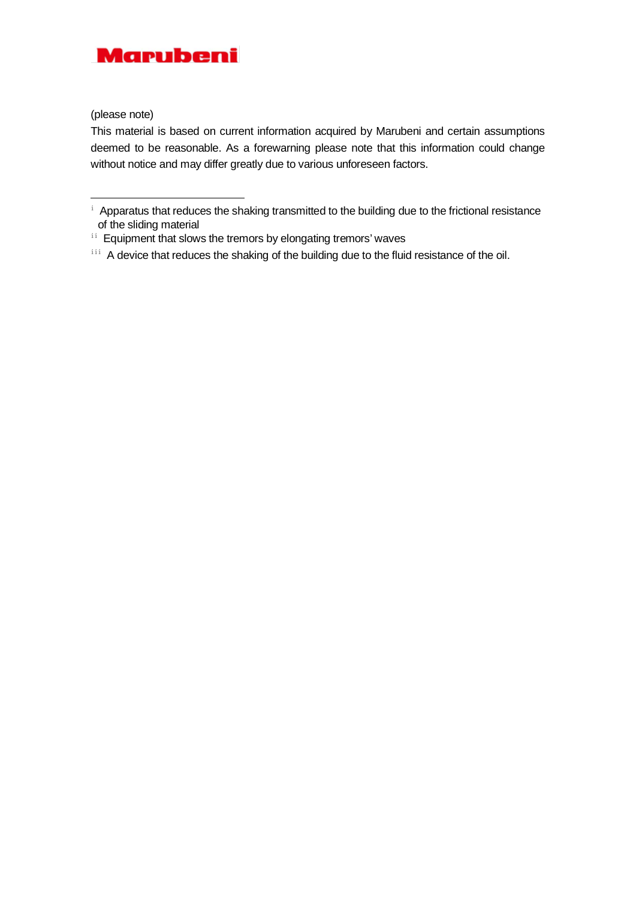(please note)

This material is based on current information acquired by Marubeni and certain assumptions deemed to be reasonable. As a forewarning please note that this information could change without notice and may differ greatly due to various unforeseen factors.

---

[i] Apparatus that reduces the shaking transmitted to the building due to the frictional resistance of the sliding material

[ii] Equipment that slows the tremors by elongating tremors' waves

[iii] A device that reduces the shaking of the building due to the fluid resistance of the oil.